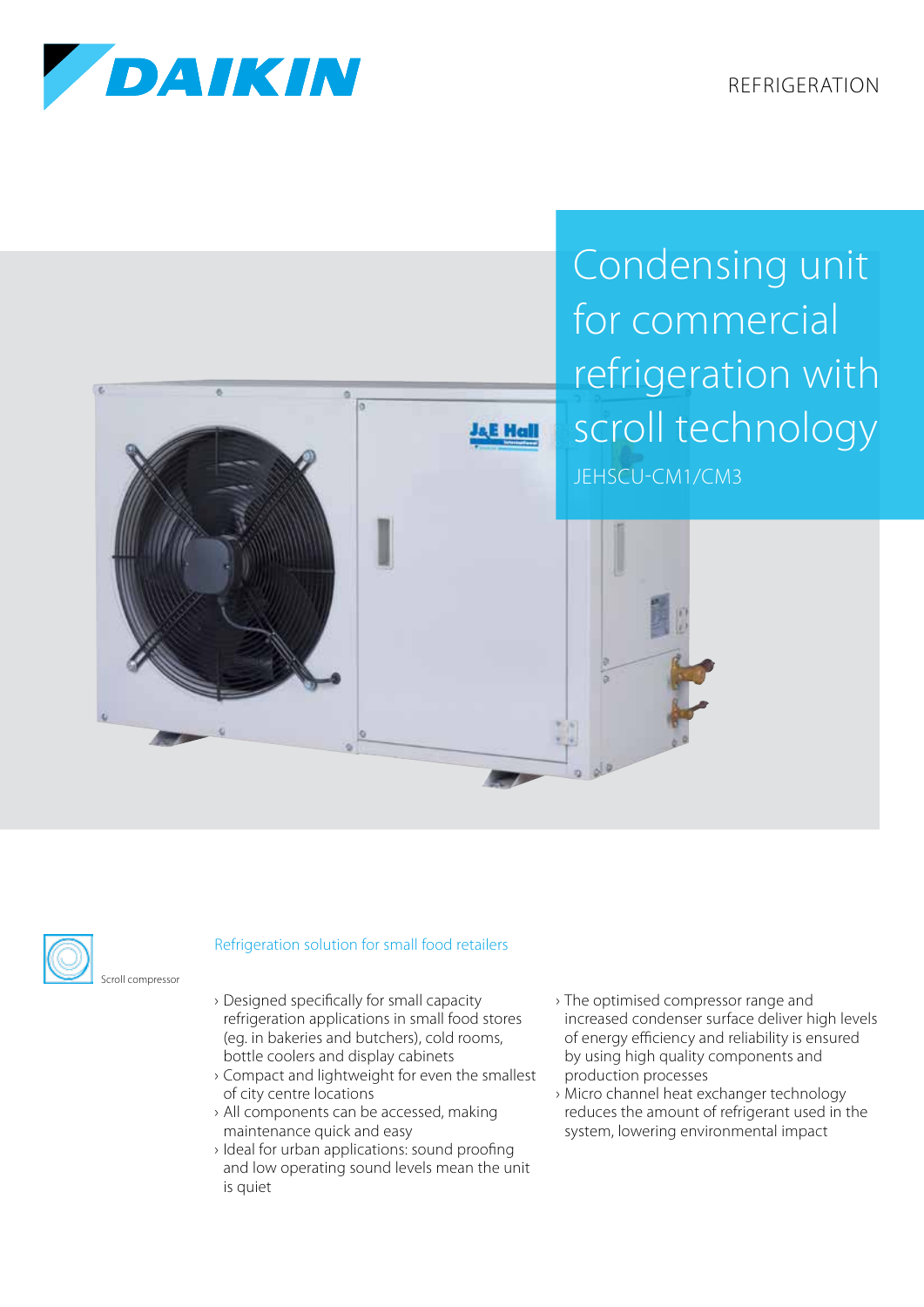DAIKIN

REFRIGERATION

# Condensing unit for commercial refrigeration with scroll technology

JEHSCU-CM1/CM3

Scroll compressor

## Refrigeration solution for small food retailers

- Designed specifically for small capacity refrigeration applications in small food stores (eg. in bakeries and butchers), cold rooms, bottle coolers and display cabinets
- Compact and lightweight for even the smallest of city centre locations
- All components can be accessed, making maintenance quick and easy
- Ideal for urban applications: sound proofing and low operating sound levels mean the unit is quiet
- The optimised compressor range and increased condenser surface deliver high levels of energy efficiency and reliability is ensured by using high quality components and production processes
- Micro channel heat exchanger technology reduces the amount of refrigerant used in the system, lowering environmental impact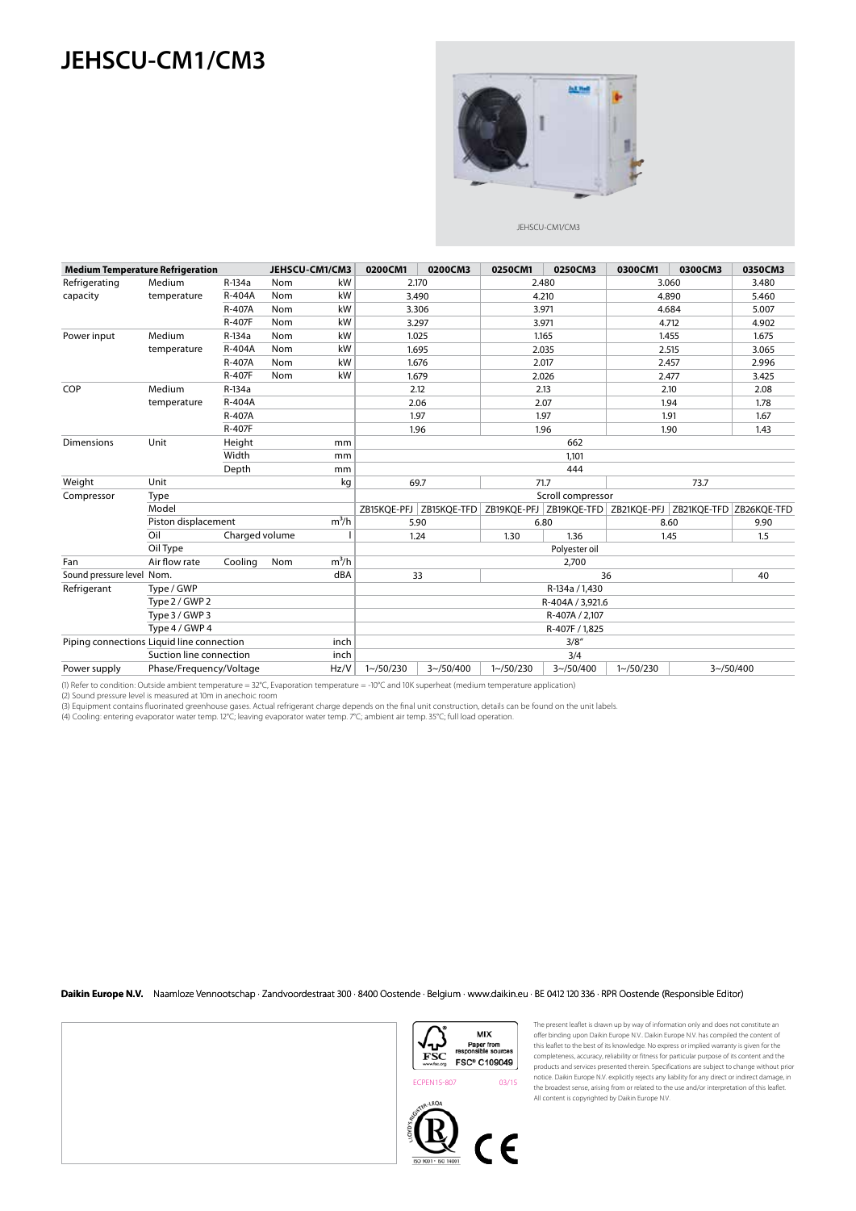# JEHSCU-CM1/CM3

JEHSCU-CM1/CM3

| Medium Temperature Refrigeration | | | | JEHSCU-CM1/CM3 | 0200CM1 | 0200CM3 | 0250CM1 | 0250CM3 | 0300CM1 | 0300CM3 | 0350CM3 |
|---|---|---|---|---|---|---|---|---|---|---|---|
| Refrigerating capacity | Medium temperature | R-134a | Nom | kW | 2.170 | | 2.480 | | 3.060 | | 3.480 |
| | | R-404A | Nom | kW | 3.490 | | 4.210 | | 4.890 | | 5.460 |
| | | R-407A | Nom | kW | 3.306 | | 3.971 | | 4.684 | | 5.007 |
| | | R-407F | Nom | kW | 3.297 | | 3.971 | | 4.712 | | 4.902 |
| Power input | Medium temperature | R-134a | Nom | kW | 1.025 | | 1.165 | | 1.455 | | 1.675 |
| | | R-404A | Nom | kW | 1.695 | | 2.035 | | 2.515 | | 3.065 |
| | | R-407A | Nom | kW | 1.676 | | 2.017 | | 2.457 | | 2.996 |
| | | R-407F | Nom | kW | 1.679 | | 2.026 | | 2.477 | | 3.425 |
| COP | Medium temperature | R-134a | | | 2.12 | | 2.13 | | 2.10 | | 2.08 |
| | | R-404A | | | 2.06 | | 2.07 | | 1.94 | | 1.78 |
| | | R-407A | | | 1.97 | | 1.97 | | 1.91 | | 1.67 |
| | | R-407F | | | 1.96 | | 1.96 | | 1.90 | | 1.43 |
| Dimensions | Unit | Height | | mm | 662 | | | | | | |
| | | Width | | mm | 1,101 | | | | | | |
| | | Depth | | mm | 444 | | | | | | |
| Weight | Unit | | | kg | 69.7 | | 71.7 | | 73.7 | | |
| Compressor | Type | | | | Scroll compressor | | | | | | |
| | Model | | | | ZB15KQE-PFJ | ZB15KQE-TFD | ZB19KQE-PFJ | ZB19KQE-TFD | ZB21KQE-PFJ | ZB21KQE-TFD | ZB26KQE-TFD |
| | Piston displacement | | | $m^3/h$ | 5.90 | | 6.80 | | 8.60 | | 9.90 |
| | Oil | Charged volume | | l | 1.24 | | 1.30 | 1.36 | 1.45 | | 1.5 |
| | Oil Type | | | | Polyester oil | | | | | | |
| Fan | Air flow rate | Cooling | Nom | $m^3/h$ | 2,700 | | | | | | |
| Sound pressure level | Nom. | | | dBA | 33 | | 36 | | | | 40 |
| Refrigerant | Type / GWP | | | | R-134a / 1,430 | | | | | | |
| | Type 2 / GWP 2 | | | | R-404A / 3,921.6 | | | | | | |
| | Type 3 / GWP 3 | | | | R-407A / 2,107 | | | | | | |
| | Type 4 / GWP 4 | | | | R-407F / 1,825 | | | | | | |
| Piping connections | Liquid line connection | | | inch | 3/8" | | | | | | |
| | Suction line connection | | | inch | 3/4 | | | | | | |
| Power supply | Phase/Frequency/Voltage | | | Hz/V | 1~/50/230 | 3~/50/400 | 1~/50/230 | 3~/50/400 | 1~/50/230 | 3~/50/400 | |

(1) Refer to condition: Outside ambient temperature = 32°C, Evaporation temperature = -10°C and 10K superheat (medium temperature application)
(2) Sound pressure level is measured at 10m in anechoic room
(3) Equipment contains fluorinated greenhouse gases. Actual refrigerant charge depends on the final unit construction, details can be found on the unit labels.
(4) Cooling: entering evaporator water temp. 12°C; leaving evaporator water temp. 7°C; ambient air temp. 35°C; full load operation.

**Daikin Europe N.V.** Naamloze Vennootschap · Zandvoordestraat 300 · 8400 Oostende · Belgium · www.daikin.eu · BE 0412 120 336 · RPR Oostende (Responsible Editor)

MIX Paper from responsible sources FSC® C109049

ECPEN15-807 03/15

The present leaflet is drawn up by way of information only and does not constitute an offer binding upon Daikin Europe N.V.. Daikin Europe N.V. has compiled the content of this leaflet to the best of its knowledge. No express or implied warranty is given for the completeness, accuracy, reliability or fitness for particular purpose of its content and the products and services presented therein. Specifications are subject to change without prior notice. Daikin Europe N.V. explicitly rejects any liability for any direct or indirect damage, in the broadest sense, arising from or related to the use and/or interpretation of this leaflet. All content is copyrighted by Daikin Europe N.V.